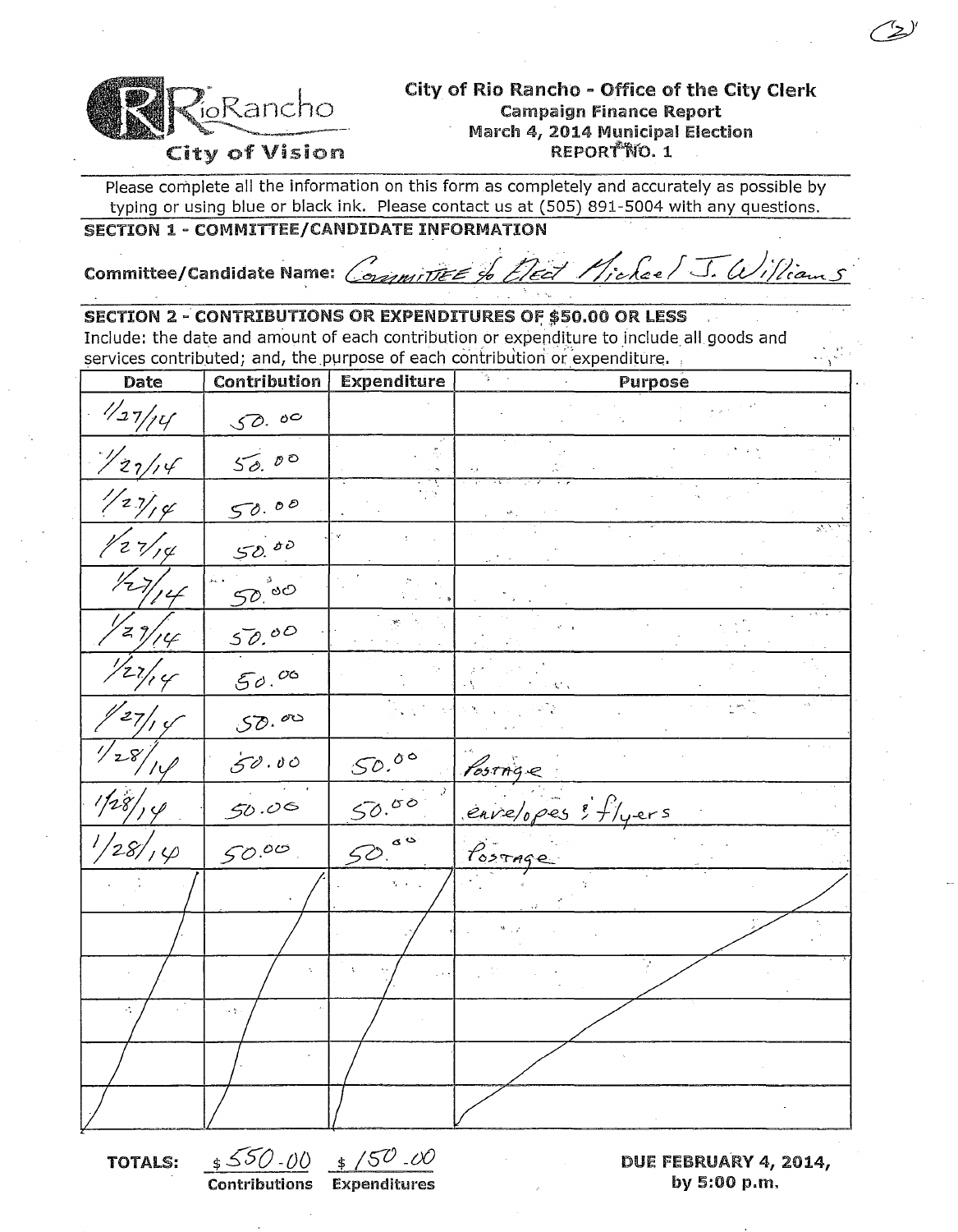# City of Rio Rancho - Office of the City Clerk

**Campaign Finance Report**
**March 4, 2014 Municipal Election**
**REPORT NO. 1**

RioRancho
City of Vision

Please complete all the information on this form as completely and accurately as possible by typing or using blue or black ink. Please contact us at (505) 891-5004 with any questions.

## SECTION 1 - COMMITTEE/CANDIDATE INFORMATION

**Committee/Candidate Name:** Committee to Elect Michael J. Williams

## SECTION 2 - CONTRIBUTIONS OR EXPENDITURES OF $50.00 OR LESS

Include: the date and amount of each contribution or expenditure to include all goods and services contributed; and, the purpose of each contribution or expenditure.

| Date | Contribution | Expenditure | Purpose |
| --- | --- | --- | --- |
| 1/27/14 | 50.00 | | |
| 1/27/14 | 50.00 | | |
| 1/27/14 | 50.00 | | |
| 1/27/14 | 50.00 | | |
| 1/27/14 | 50.00 | | |
| 1/29/14 | 50.00 | | |
| 1/27/14 | 50.00 | | |
| 1/27/14 | 50.00 | | |
| 1/28/14 | 50.00 | 50.00 | Postage |
| 1/28/14 | 50.00 | 50.00 | envelopes & flyers |
| 1/28/14 | 50.00 | 50.00 | Postage |
| | | | |
| | | | |
| | | | |
| | | | |
| | | | |
| | | | |

**TOTALS:** $550.00 **Contributions** $150.00 **Expenditures**

**DUE FEBRUARY 4, 2014, by 5:00 p.m.**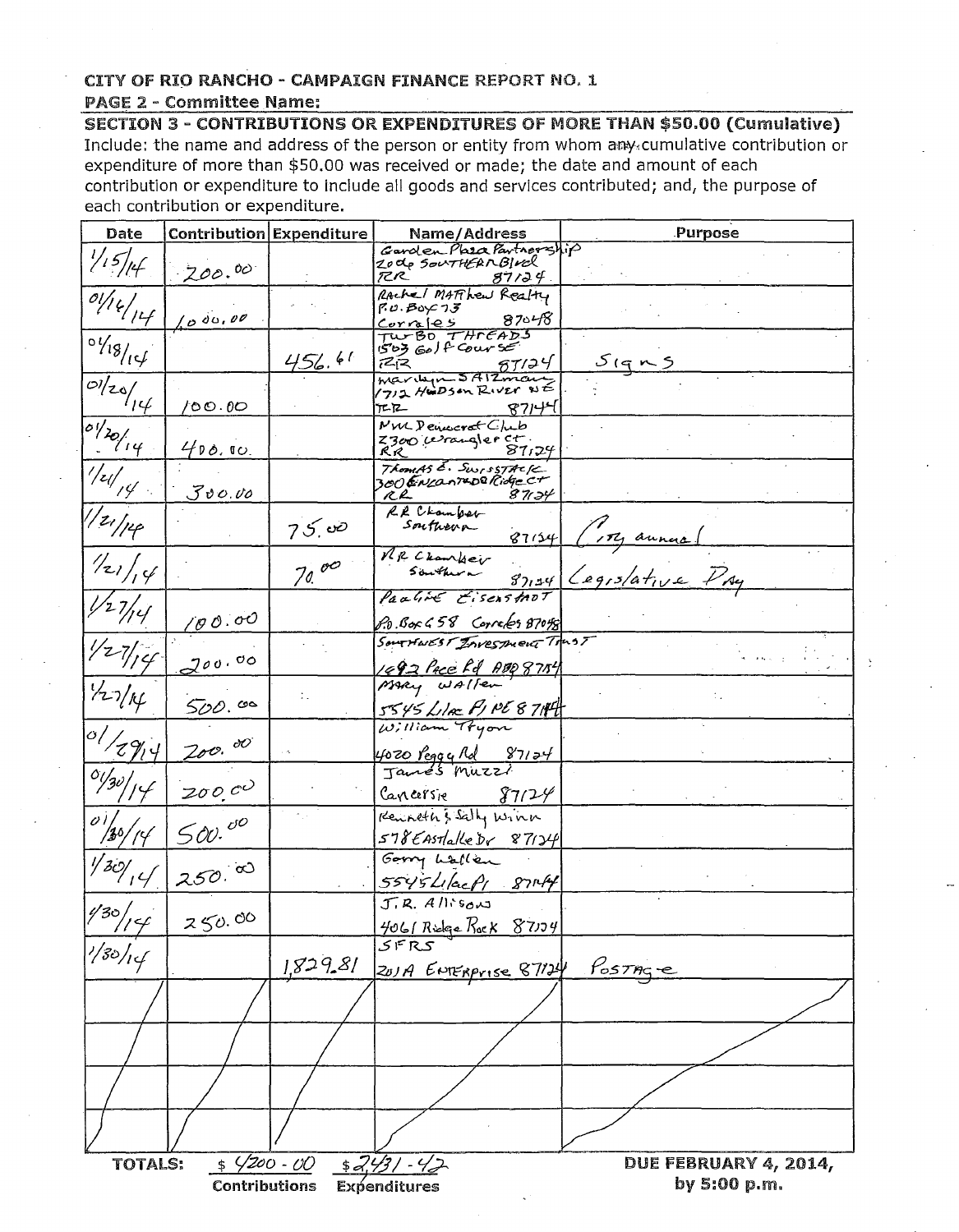**CITY OF RIO RANCHO - CAMPAIGN FINANCE REPORT NO. 1**

**PAGE 2 - Committee Name:**

**SECTION 3 - CONTRIBUTIONS OR EXPENDITURES OF MORE THAN $50.00 (Cumulative)**

Include: the name and address of the person or entity from whom any cumulative contribution or expenditure of more than $50.00 was received or made; the date and amount of each contribution or expenditure to include all goods and services contributed; and, the purpose of each contribution or expenditure.

| Date | Contribution | Expenditure | Name/Address | Purpose |
|---|---|---|---|---|
| 1/15/14 | 200.00 | | Garden Plaza Partnership 2006 Southern Blvd RR 87124 | |
| 01/16/14 | 1,000.00 | | Rachel Matthew Realty P.O. Box 73 Corrales 87048 | |
| 01/18/14 | | 456.61 | Turbo Threads 1503 Golf Course RR 87124 | Signs |
| 01/20/14 | 100.00 | | Marilyn Salzman 1712 Hudson River NE RR 87144 | |
| 01/20/14 | 400.00 | | NM Democrat Club 2300 Wrangler Ct RR 87124 | |
| 1/21/14 | 300.00 | | Thomas E. Swisstack 300 Enchanted Ridge Ct RR 87124 | |
| 1/21/14 | | 75.00 | RR Chamber Southern 87124 | City annual |
| 1/21/14 | | 70.00 | RR Chamber Southern 87124 | Legislative Day |
| 1/27/14 | 100.00 | | Pauline Eisenstadt P.O. Box 658 Corrales 87048 | |
| 1/27/14 | 200.00 | | Southwest Investment Trust 1492 Pace Rd ABQ 87114 | |
| 1/27/14 | 500.00 | | Mary Wallen 5545 Lilac Pl NE 87144 | |
| 01/29/14 | 200.00 | | William Tryon 4020 Peggy Rd 87124 | |
| 01/30/14 | 200.00 | | James Muzzi Canarsie 87124 | |
| 01/30/14 | 500.00 | | Kenneth & Sally Winn 578 Eastlake Dr 87124 | |
| 1/30/14 | 250.00 | | Gerry Wallen 5545 Lilac Pl 87144 | |
| 1/30/14 | 250.00 | | J.R. Allison 4061 Ridge Rock 87124 | |
| 1/30/14 | | 1,829.81 | SFRS 201A Enterprise 87124 | Postage |
| | | | | |
| | | | | |
| | | | | |
| | | | | |

**TOTALS:** $ 4200.00 Contributions $ 2431.42 Expenditures

**DUE FEBRUARY 4, 2014, by 5:00 p.m.**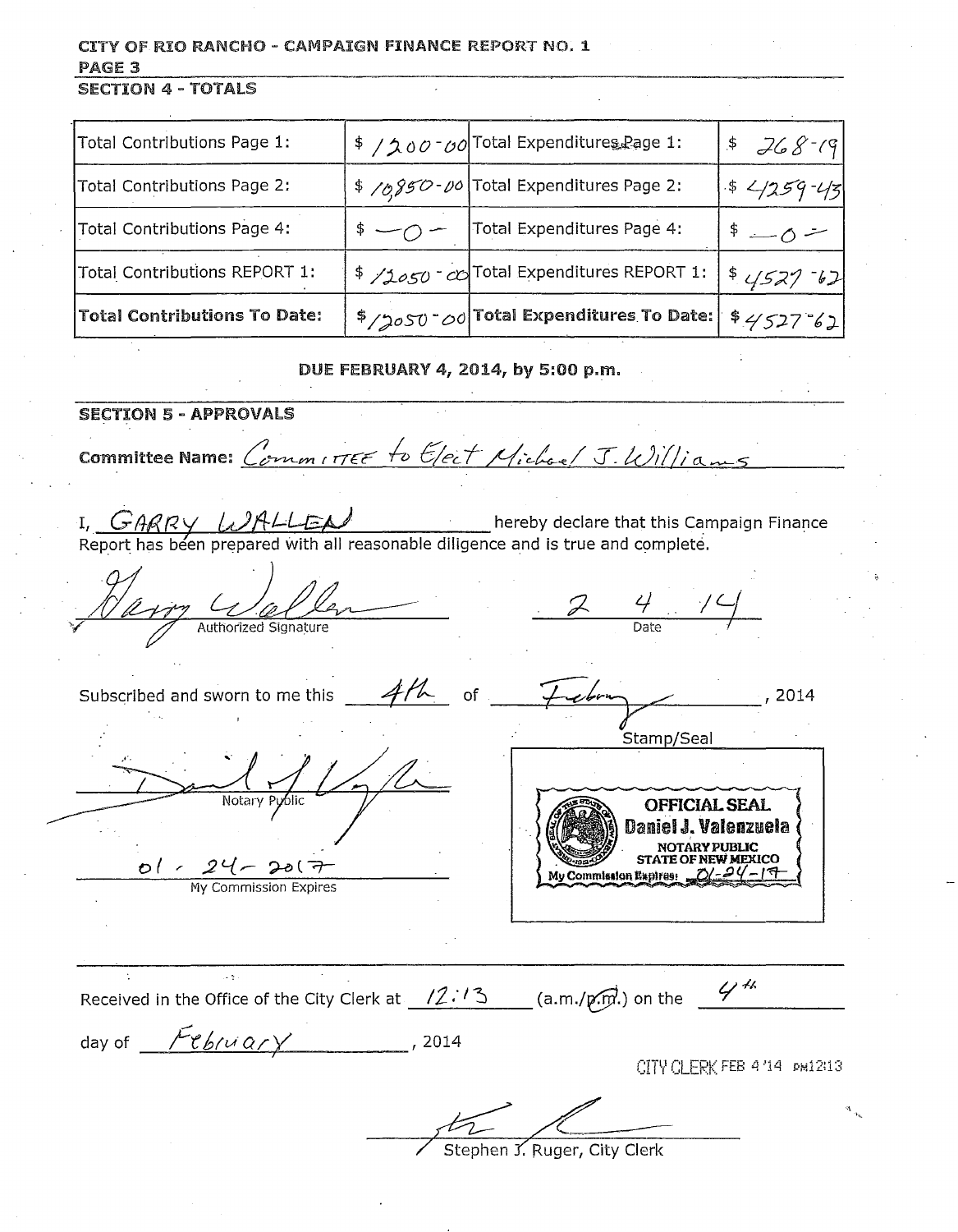CITY OF RIO RANCHO - CAMPAIGN FINANCE REPORT NO. 1

PAGE 3

SECTION 4 - TOTALS

| | | | |
|---|---|---|---|
| Total Contributions Page 1: | $ 1200-00 | Total Expenditures Page 1: | $ 268-19 |
| Total Contributions Page 2: | $ 10,850-00 | Total Expenditures Page 2: | $ 4259-43 |
| Total Contributions Page 4: | $ -0- | Total Expenditures Page 4: | $ -0- |
| Total Contributions REPORT 1: | $ 12050-00 | Total Expenditures REPORT 1: | $ 4527-62 |
| **Total Contributions To Date:** | $ 12050-00 | **Total Expenditures To Date:** | $ 4527-62 |

**DUE FEBRUARY 4, 2014, by 5:00 p.m.**

SECTION 5 - APPROVALS

Committee Name: Committee to Elect Michael J. Williams

I, GARRY WALLEN hereby declare that this Campaign Finance Report has been prepared with all reasonable diligence and is true and complete.

Garry Wallen
Authorized Signature

2 4 14
Date

Subscribed and sworn to me this 4th of February, 2014

Stamp/Seal

OFFICIAL SEAL
Daniel J. Valenzuela
NOTARY PUBLIC
STATE OF NEW MEXICO
My Commission Expires: 01-24-17

Notary Public

01-24-2017
My Commission Expires

Received in the Office of the City Clerk at 12:13 (a.m./p.m.) on the 4th day of February, 2014

CITY CLERK FEB 4 '14 PM12:13

Stephen J. Ruger, City Clerk